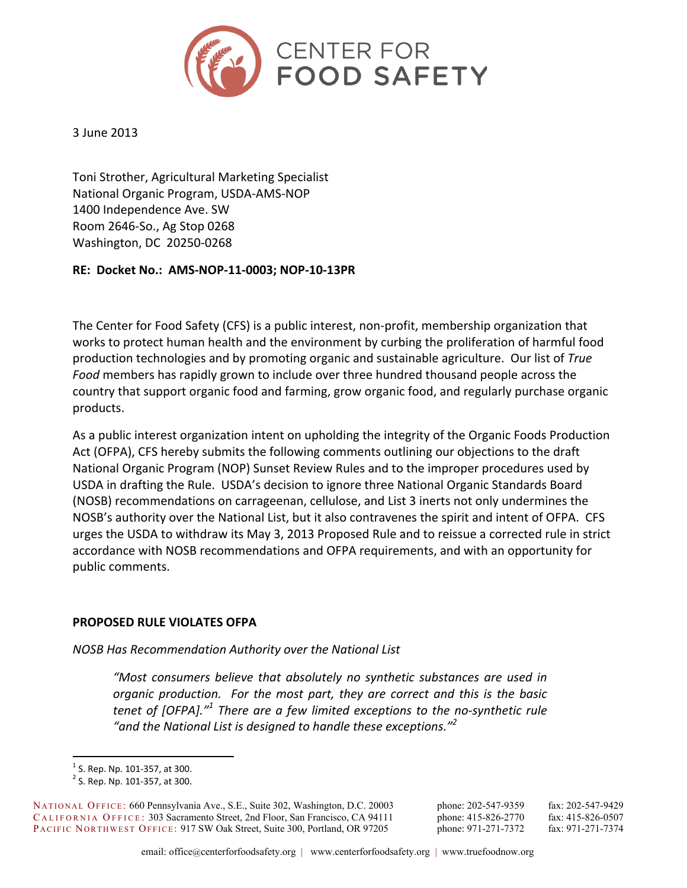CENTER FOR FOOD SAFETY

3 June 2013

Toni Strother, Agricultural Marketing Specialist
National Organic Program, USDA-AMS-NOP
1400 Independence Ave. SW
Room 2646-So., Ag Stop 0268
Washington, DC 20250-0268

**RE: Docket No.: AMS-NOP-11-0003; NOP-10-13PR**

The Center for Food Safety (CFS) is a public interest, non-profit, membership organization that works to protect human health and the environment by curbing the proliferation of harmful food production technologies and by promoting organic and sustainable agriculture. Our list of *True Food* members has rapidly grown to include over three hundred thousand people across the country that support organic food and farming, grow organic food, and regularly purchase organic products.

As a public interest organization intent on upholding the integrity of the Organic Foods Production Act (OFPA), CFS hereby submits the following comments outlining our objections to the draft National Organic Program (NOP) Sunset Review Rules and to the improper procedures used by USDA in drafting the Rule. USDA's decision to ignore three National Organic Standards Board (NOSB) recommendations on carrageenan, cellulose, and List 3 inerts not only undermines the NOSB's authority over the National List, but it also contravenes the spirit and intent of OFPA. CFS urges the USDA to withdraw its May 3, 2013 Proposed Rule and to reissue a corrected rule in strict accordance with NOSB recommendations and OFPA requirements, and with an opportunity for public comments.

## PROPOSED RULE VIOLATES OFPA

*NOSB Has Recommendation Authority over the National List*

> *"Most consumers believe that absolutely no synthetic substances are used in organic production. For the most part, they are correct and this is the basic tenet of [OFPA]."*[1] *There are a few limited exceptions to the no-synthetic rule "and the National List is designed to handle these exceptions."*[2]

[1] S. Rep. Np. 101-357, at 300.

[2] S. Rep. Np. 101-357, at 300.

NATIONAL OFFICE: 660 Pennsylvania Ave., S.E., Suite 302, Washington, D.C. 20003 phone: 202-547-9359 fax: 202-547-9429
CALIFORNIA OFFICE: 303 Sacramento Street, 2nd Floor, San Francisco, CA 94111 phone: 415-826-2770 fax: 415-826-0507
PACIFIC NORTHWEST OFFICE: 917 SW Oak Street, Suite 300, Portland, OR 97205 phone: 971-271-7372 fax: 971-271-7374

email: office@centerforfoodsafety.org | www.centerforfoodsafety.org | www.truefoodnow.org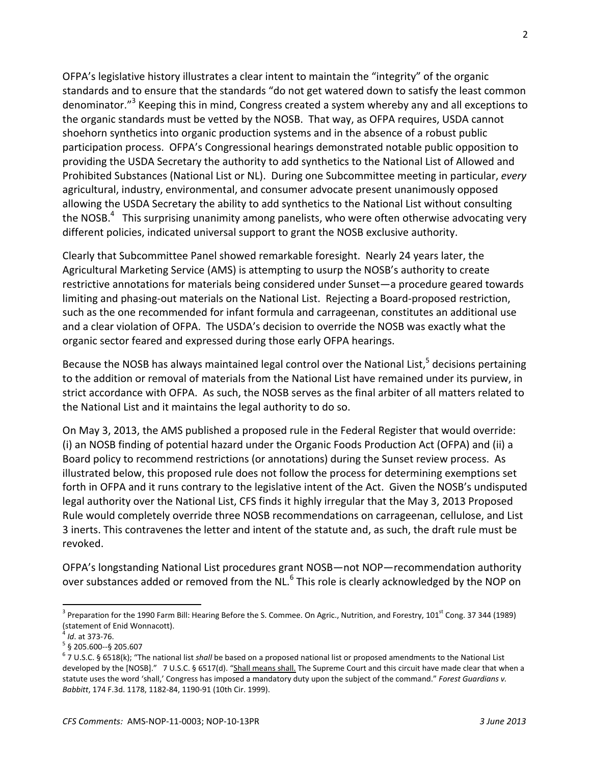OFPA's legislative history illustrates a clear intent to maintain the "integrity" of the organic standards and to ensure that the standards "do not get watered down to satisfy the least common denominator."[3] Keeping this in mind, Congress created a system whereby any and all exceptions to the organic standards must be vetted by the NOSB. That way, as OFPA requires, USDA cannot shoehorn synthetics into organic production systems and in the absence of a robust public participation process. OFPA's Congressional hearings demonstrated notable public opposition to providing the USDA Secretary the authority to add synthetics to the National List of Allowed and Prohibited Substances (National List or NL). During one Subcommittee meeting in particular, *every* agricultural, industry, environmental, and consumer advocate present unanimously opposed allowing the USDA Secretary the ability to add synthetics to the National List without consulting the NOSB.[4] This surprising unanimity among panelists, who were often otherwise advocating very different policies, indicated universal support to grant the NOSB exclusive authority.

Clearly that Subcommittee Panel showed remarkable foresight. Nearly 24 years later, the Agricultural Marketing Service (AMS) is attempting to usurp the NOSB's authority to create restrictive annotations for materials being considered under Sunset—a procedure geared towards limiting and phasing-out materials on the National List. Rejecting a Board-proposed restriction, such as the one recommended for infant formula and carrageenan, constitutes an additional use and a clear violation of OFPA. The USDA's decision to override the NOSB was exactly what the organic sector feared and expressed during those early OFPA hearings.

Because the NOSB has always maintained legal control over the National List,[5] decisions pertaining to the addition or removal of materials from the National List have remained under its purview, in strict accordance with OFPA. As such, the NOSB serves as the final arbiter of all matters related to the National List and it maintains the legal authority to do so.

On May 3, 2013, the AMS published a proposed rule in the Federal Register that would override: (i) an NOSB finding of potential hazard under the Organic Foods Production Act (OFPA) and (ii) a Board policy to recommend restrictions (or annotations) during the Sunset review process. As illustrated below, this proposed rule does not follow the process for determining exemptions set forth in OFPA and it runs contrary to the legislative intent of the Act. Given the NOSB's undisputed legal authority over the National List, CFS finds it highly irregular that the May 3, 2013 Proposed Rule would completely override three NOSB recommendations on carrageenan, cellulose, and List 3 inerts. This contravenes the letter and intent of the statute and, as such, the draft rule must be revoked.

OFPA's longstanding National List procedures grant NOSB—not NOP—recommendation authority over substances added or removed from the NL.[6] This role is clearly acknowledged by the NOP on

---

[3] Preparation for the 1990 Farm Bill: Hearing Before the S. Commee. On Agric., Nutrition, and Forestry, 101st Cong. 37 344 (1989) (statement of Enid Wonnacott).

[4] *Id*. at 373-76.

[5] § 205.600--§ 205.607

[6] 7 U.S.C. § 6518(k); "The national list *shall* be based on a proposed national list or proposed amendments to the National List developed by the [NOSB]." 7 U.S.C. § 6517(d). "Shall means shall. The Supreme Court and this circuit have made clear that when a statute uses the word 'shall,' Congress has imposed a mandatory duty upon the subject of the command." *Forest Guardians v. Babbitt*, 174 F.3d. 1178, 1182-84, 1190-91 (10th Cir. 1999).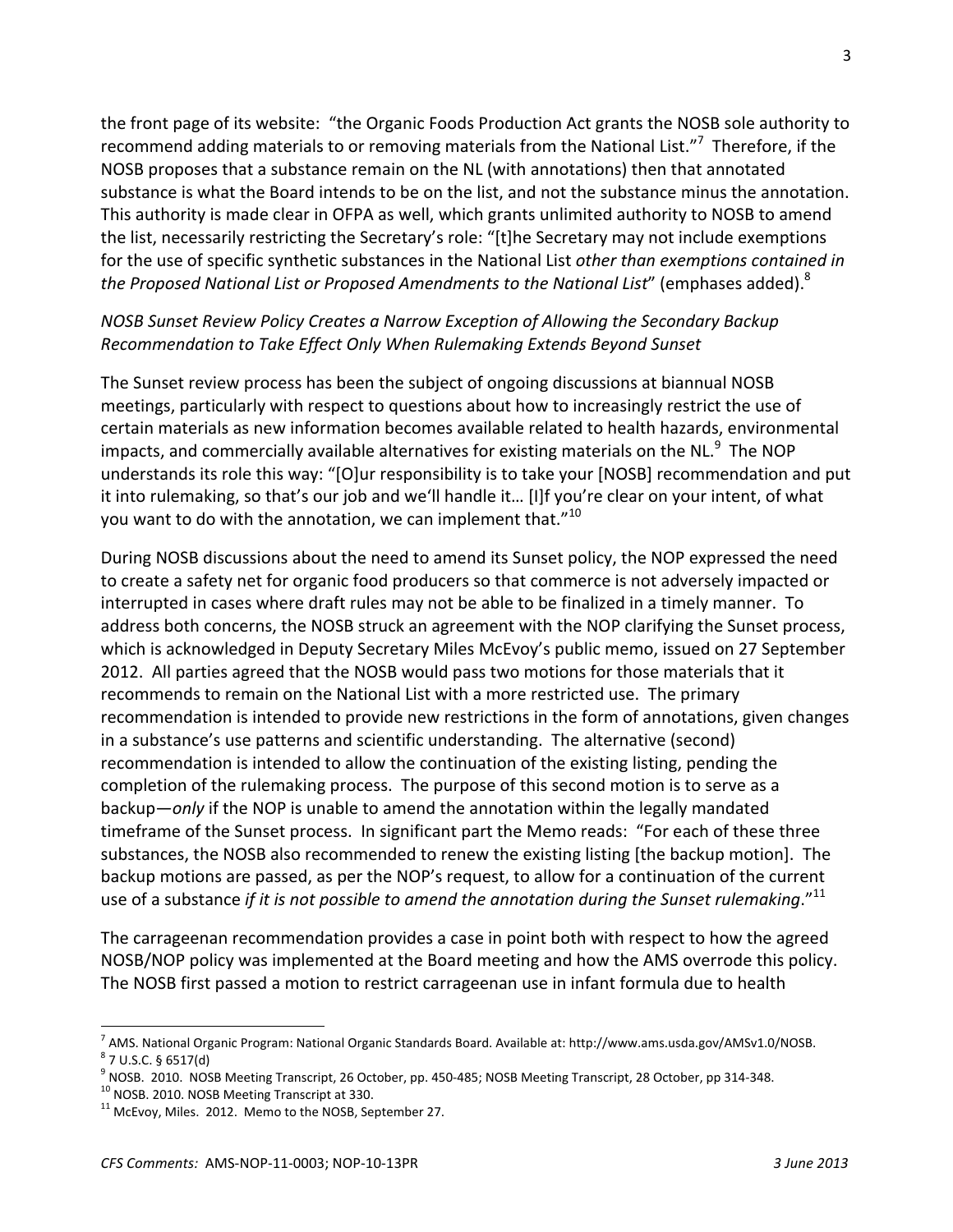the front page of its website: "the Organic Foods Production Act grants the NOSB sole authority to recommend adding materials to or removing materials from the National List."[7] Therefore, if the NOSB proposes that a substance remain on the NL (with annotations) then that annotated substance is what the Board intends to be on the list, and not the substance minus the annotation. This authority is made clear in OFPA as well, which grants unlimited authority to NOSB to amend the list, necessarily restricting the Secretary's role: "[t]he Secretary may not include exemptions for the use of specific synthetic substances in the National List *other than exemptions contained in the Proposed National List or Proposed Amendments to the National List*" (emphases added).[8]

*NOSB Sunset Review Policy Creates a Narrow Exception of Allowing the Secondary Backup Recommendation to Take Effect Only When Rulemaking Extends Beyond Sunset*

The Sunset review process has been the subject of ongoing discussions at biannual NOSB meetings, particularly with respect to questions about how to increasingly restrict the use of certain materials as new information becomes available related to health hazards, environmental impacts, and commercially available alternatives for existing materials on the NL.[9] The NOP understands its role this way: "[O]ur responsibility is to take your [NOSB] recommendation and put it into rulemaking, so that's our job and we'll handle it… [I]f you're clear on your intent, of what you want to do with the annotation, we can implement that."[10]

During NOSB discussions about the need to amend its Sunset policy, the NOP expressed the need to create a safety net for organic food producers so that commerce is not adversely impacted or interrupted in cases where draft rules may not be able to be finalized in a timely manner. To address both concerns, the NOSB struck an agreement with the NOP clarifying the Sunset process, which is acknowledged in Deputy Secretary Miles McEvoy's public memo, issued on 27 September 2012. All parties agreed that the NOSB would pass two motions for those materials that it recommends to remain on the National List with a more restricted use. The primary recommendation is intended to provide new restrictions in the form of annotations, given changes in a substance's use patterns and scientific understanding. The alternative (second) recommendation is intended to allow the continuation of the existing listing, pending the completion of the rulemaking process. The purpose of this second motion is to serve as a backup—*only* if the NOP is unable to amend the annotation within the legally mandated timeframe of the Sunset process. In significant part the Memo reads: "For each of these three substances, the NOSB also recommended to renew the existing listing [the backup motion]. The backup motions are passed, as per the NOP's request, to allow for a continuation of the current use of a substance *if it is not possible to amend the annotation during the Sunset rulemaking*."[11]

The carrageenan recommendation provides a case in point both with respect to how the agreed NOSB/NOP policy was implemented at the Board meeting and how the AMS overrode this policy. The NOSB first passed a motion to restrict carrageenan use in infant formula due to health

---

[7] AMS. National Organic Program: National Organic Standards Board. Available at: http://www.ams.usda.gov/AMSv1.0/NOSB.

[8] 7 U.S.C. § 6517(d)

[9] NOSB. 2010. NOSB Meeting Transcript, 26 October, pp. 450-485; NOSB Meeting Transcript, 28 October, pp 314-348.

[10] NOSB. 2010. NOSB Meeting Transcript at 330.

[11] McEvoy, Miles. 2012. Memo to the NOSB, September 27.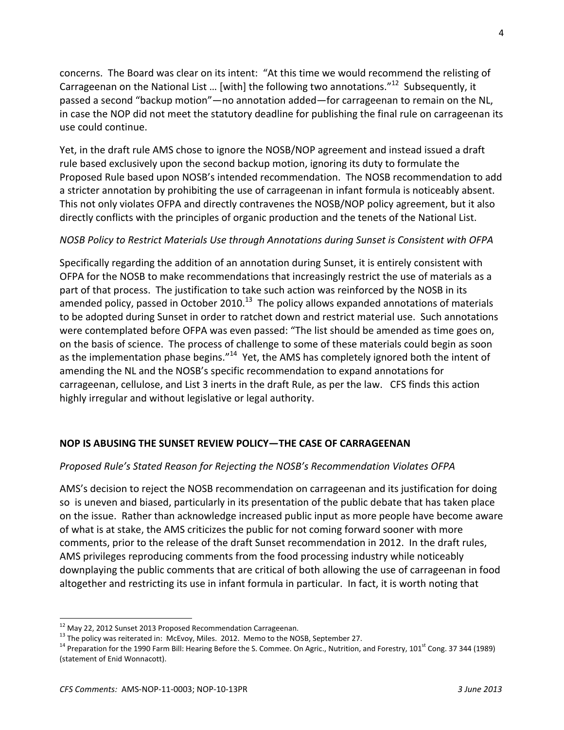concerns. The Board was clear on its intent: "At this time we would recommend the relisting of Carrageenan on the National List … [with] the following two annotations."[12] Subsequently, it passed a second "backup motion"—no annotation added—for carrageenan to remain on the NL, in case the NOP did not meet the statutory deadline for publishing the final rule on carrageenan its use could continue.

Yet, in the draft rule AMS chose to ignore the NOSB/NOP agreement and instead issued a draft rule based exclusively upon the second backup motion, ignoring its duty to formulate the Proposed Rule based upon NOSB's intended recommendation. The NOSB recommendation to add a stricter annotation by prohibiting the use of carrageenan in infant formula is noticeably absent. This not only violates OFPA and directly contravenes the NOSB/NOP policy agreement, but it also directly conflicts with the principles of organic production and the tenets of the National List.

*NOSB Policy to Restrict Materials Use through Annotations during Sunset is Consistent with OFPA*

Specifically regarding the addition of an annotation during Sunset, it is entirely consistent with OFPA for the NOSB to make recommendations that increasingly restrict the use of materials as a part of that process. The justification to take such action was reinforced by the NOSB in its amended policy, passed in October 2010.[13] The policy allows expanded annotations of materials to be adopted during Sunset in order to ratchet down and restrict material use. Such annotations were contemplated before OFPA was even passed: "The list should be amended as time goes on, on the basis of science. The process of challenge to some of these materials could begin as soon as the implementation phase begins."[14] Yet, the AMS has completely ignored both the intent of amending the NL and the NOSB's specific recommendation to expand annotations for carrageenan, cellulose, and List 3 inerts in the draft Rule, as per the law. CFS finds this action highly irregular and without legislative or legal authority.

## NOP IS ABUSING THE SUNSET REVIEW POLICY—THE CASE OF CARRAGEENAN

*Proposed Rule's Stated Reason for Rejecting the NOSB's Recommendation Violates OFPA*

AMS's decision to reject the NOSB recommendation on carrageenan and its justification for doing so is uneven and biased, particularly in its presentation of the public debate that has taken place on the issue. Rather than acknowledge increased public input as more people have become aware of what is at stake, the AMS criticizes the public for not coming forward sooner with more comments, prior to the release of the draft Sunset recommendation in 2012. In the draft rules, AMS privileges reproducing comments from the food processing industry while noticeably downplaying the public comments that are critical of both allowing the use of carrageenan in food altogether and restricting its use in infant formula in particular. In fact, it is worth noting that

[12] May 22, 2012 Sunset 2013 Proposed Recommendation Carrageenan.

[13] The policy was reiterated in: McEvoy, Miles. 2012. Memo to the NOSB, September 27.

[14] Preparation for the 1990 Farm Bill: Hearing Before the S. Commee. On Agric., Nutrition, and Forestry, 101st Cong. 37 344 (1989) (statement of Enid Wonnacott).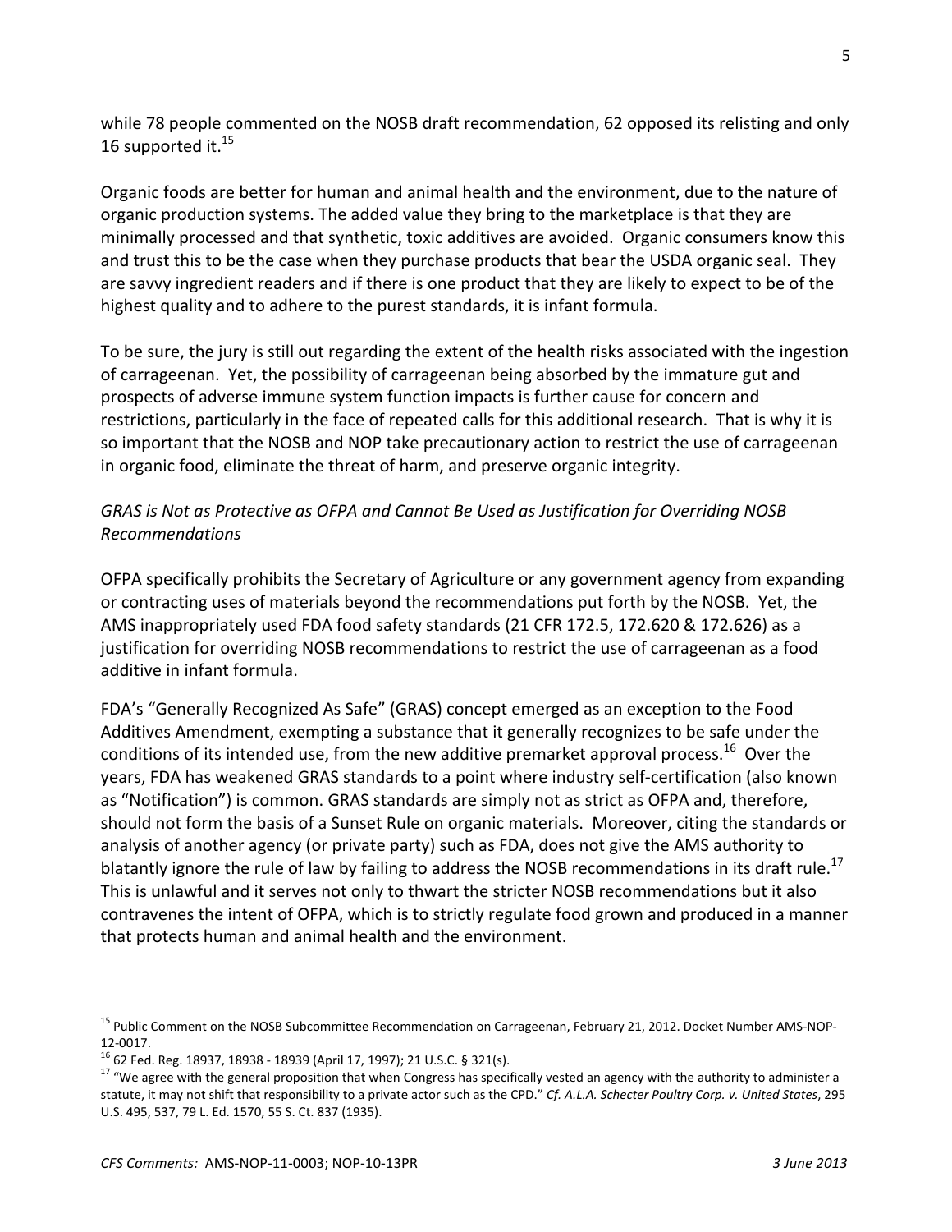while 78 people commented on the NOSB draft recommendation, 62 opposed its relisting and only 16 supported it.[15]

Organic foods are better for human and animal health and the environment, due to the nature of organic production systems. The added value they bring to the marketplace is that they are minimally processed and that synthetic, toxic additives are avoided. Organic consumers know this and trust this to be the case when they purchase products that bear the USDA organic seal. They are savvy ingredient readers and if there is one product that they are likely to expect to be of the highest quality and to adhere to the purest standards, it is infant formula.

To be sure, the jury is still out regarding the extent of the health risks associated with the ingestion of carrageenan. Yet, the possibility of carrageenan being absorbed by the immature gut and prospects of adverse immune system function impacts is further cause for concern and restrictions, particularly in the face of repeated calls for this additional research. That is why it is so important that the NOSB and NOP take precautionary action to restrict the use of carrageenan in organic food, eliminate the threat of harm, and preserve organic integrity.

*GRAS is Not as Protective as OFPA and Cannot Be Used as Justification for Overriding NOSB Recommendations*

OFPA specifically prohibits the Secretary of Agriculture or any government agency from expanding or contracting uses of materials beyond the recommendations put forth by the NOSB. Yet, the AMS inappropriately used FDA food safety standards (21 CFR 172.5, 172.620 & 172.626) as a justification for overriding NOSB recommendations to restrict the use of carrageenan as a food additive in infant formula.

FDA's "Generally Recognized As Safe" (GRAS) concept emerged as an exception to the Food Additives Amendment, exempting a substance that it generally recognizes to be safe under the conditions of its intended use, from the new additive premarket approval process.[16] Over the years, FDA has weakened GRAS standards to a point where industry self-certification (also known as "Notification") is common. GRAS standards are simply not as strict as OFPA and, therefore, should not form the basis of a Sunset Rule on organic materials. Moreover, citing the standards or analysis of another agency (or private party) such as FDA, does not give the AMS authority to blatantly ignore the rule of law by failing to address the NOSB recommendations in its draft rule.[17] This is unlawful and it serves not only to thwart the stricter NOSB recommendations but it also contravenes the intent of OFPA, which is to strictly regulate food grown and produced in a manner that protects human and animal health and the environment.

---

[15] Public Comment on the NOSB Subcommittee Recommendation on Carrageenan, February 21, 2012. Docket Number AMS-NOP-12-0017.

[16] 62 Fed. Reg. 18937, 18938 - 18939 (April 17, 1997); 21 U.S.C. § 321(s).

[17] "We agree with the general proposition that when Congress has specifically vested an agency with the authority to administer a statute, it may not shift that responsibility to a private actor such as the CPD." *Cf. A.L.A. Schecter Poultry Corp. v. United States*, 295 U.S. 495, 537, 79 L. Ed. 1570, 55 S. Ct. 837 (1935).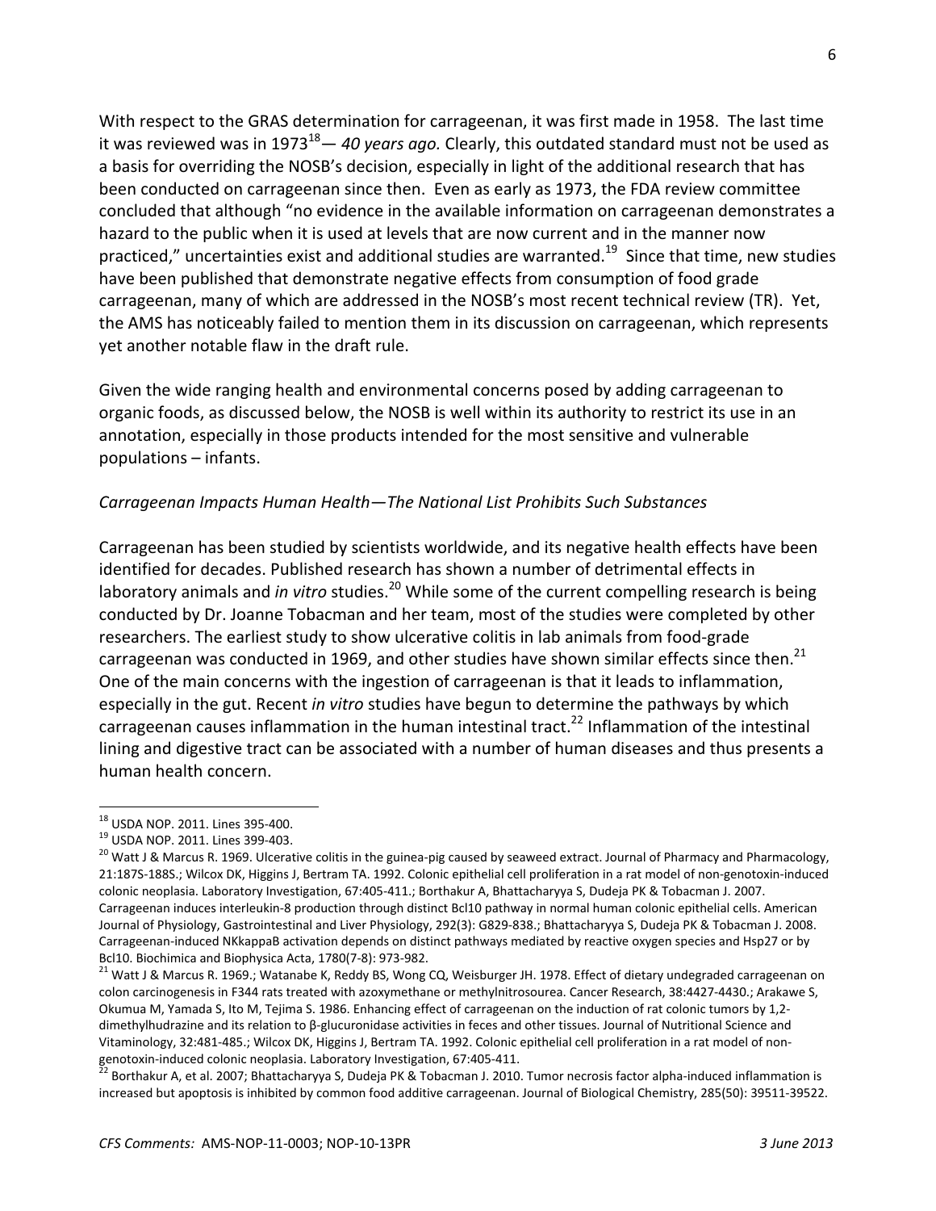With respect to the GRAS determination for carrageenan, it was first made in 1958. The last time it was reviewed was in 1973[18]— *40 years ago.* Clearly, this outdated standard must not be used as a basis for overriding the NOSB's decision, especially in light of the additional research that has been conducted on carrageenan since then. Even as early as 1973, the FDA review committee concluded that although "no evidence in the available information on carrageenan demonstrates a hazard to the public when it is used at levels that are now current and in the manner now practiced," uncertainties exist and additional studies are warranted.[19] Since that time, new studies have been published that demonstrate negative effects from consumption of food grade carrageenan, many of which are addressed in the NOSB's most recent technical review (TR). Yet, the AMS has noticeably failed to mention them in its discussion on carrageenan, which represents yet another notable flaw in the draft rule.

Given the wide ranging health and environmental concerns posed by adding carrageenan to organic foods, as discussed below, the NOSB is well within its authority to restrict its use in an annotation, especially in those products intended for the most sensitive and vulnerable populations – infants.

*Carrageenan Impacts Human Health—The National List Prohibits Such Substances*

Carrageenan has been studied by scientists worldwide, and its negative health effects have been identified for decades. Published research has shown a number of detrimental effects in laboratory animals and *in vitro* studies.[20] While some of the current compelling research is being conducted by Dr. Joanne Tobacman and her team, most of the studies were completed by other researchers. The earliest study to show ulcerative colitis in lab animals from food-grade carrageenan was conducted in 1969, and other studies have shown similar effects since then.[21] One of the main concerns with the ingestion of carrageenan is that it leads to inflammation, especially in the gut. Recent *in vitro* studies have begun to determine the pathways by which carrageenan causes inflammation in the human intestinal tract.[22] Inflammation of the intestinal lining and digestive tract can be associated with a number of human diseases and thus presents a human health concern.

---

[18] USDA NOP. 2011. Lines 395-400.

[19] USDA NOP. 2011. Lines 399-403.

[20] Watt J & Marcus R. 1969. Ulcerative colitis in the guinea-pig caused by seaweed extract. Journal of Pharmacy and Pharmacology, 21:187S-188S.; Wilcox DK, Higgins J, Bertram TA. 1992. Colonic epithelial cell proliferation in a rat model of non-genotoxin-induced colonic neoplasia. Laboratory Investigation, 67:405-411.; Borthakur A, Bhattacharyya S, Dudeja PK & Tobacman J. 2007. Carrageenan induces interleukin-8 production through distinct Bcl10 pathway in normal human colonic epithelial cells. American Journal of Physiology, Gastrointestinal and Liver Physiology, 292(3): G829-838.; Bhattacharyya S, Dudeja PK & Tobacman J. 2008. Carrageenan-induced NKkappaB activation depends on distinct pathways mediated by reactive oxygen species and Hsp27 or by Bcl10. Biochimica and Biophysica Acta, 1780(7-8): 973-982.

[21] Watt J & Marcus R. 1969.; Watanabe K, Reddy BS, Wong CQ, Weisburger JH. 1978. Effect of dietary undegraded carrageenan on colon carcinogenesis in F344 rats treated with azoxymethane or methylnitrosourea. Cancer Research, 38:4427-4430.; Arakawe S, Okumua M, Yamada S, Ito M, Tejima S. 1986. Enhancing effect of carrageenan on the induction of rat colonic tumors by 1,2-dimethylhudrazine and its relation to β-glucuronidase activities in feces and other tissues. Journal of Nutritional Science and Vitaminology, 32:481-485.; Wilcox DK, Higgins J, Bertram TA. 1992. Colonic epithelial cell proliferation in a rat model of non-genotoxin-induced colonic neoplasia. Laboratory Investigation, 67:405-411.

[22] Borthakur A, et al. 2007; Bhattacharyya S, Dudeja PK & Tobacman J. 2010. Tumor necrosis factor alpha-induced inflammation is increased but apoptosis is inhibited by common food additive carrageenan. Journal of Biological Chemistry, 285(50): 39511-39522.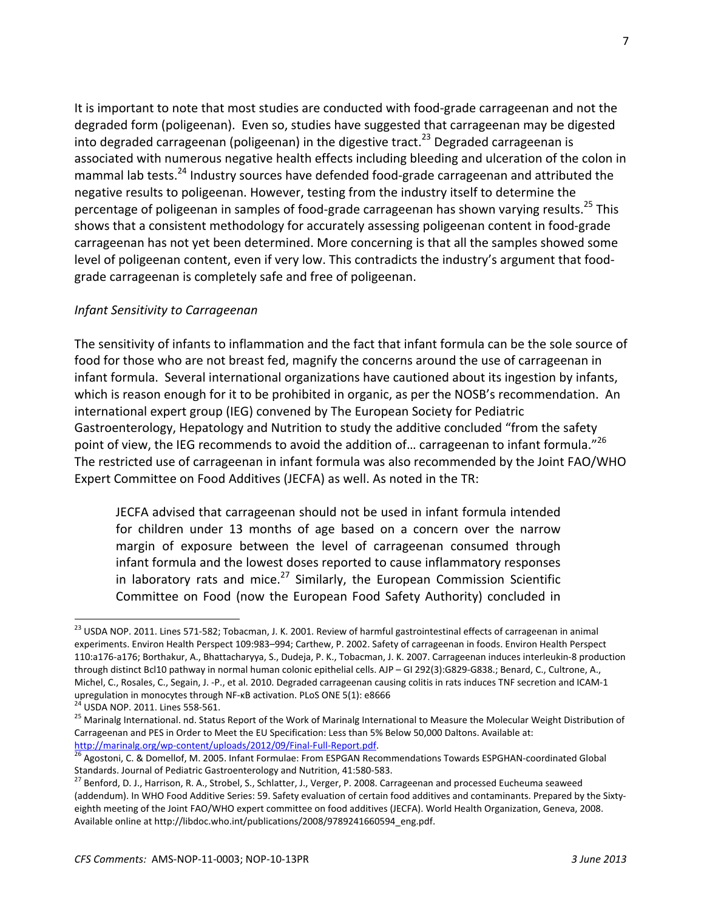It is important to note that most studies are conducted with food-grade carrageenan and not the degraded form (poligeenan). Even so, studies have suggested that carrageenan may be digested into degraded carrageenan (poligeenan) in the digestive tract.[23] Degraded carrageenan is associated with numerous negative health effects including bleeding and ulceration of the colon in mammal lab tests.[24] Industry sources have defended food-grade carrageenan and attributed the negative results to poligeenan. However, testing from the industry itself to determine the percentage of poligeenan in samples of food-grade carrageenan has shown varying results.[25] This shows that a consistent methodology for accurately assessing poligeenan content in food-grade carrageenan has not yet been determined. More concerning is that all the samples showed some level of poligeenan content, even if very low. This contradicts the industry's argument that food-grade carrageenan is completely safe and free of poligeenan.

*Infant Sensitivity to Carrageenan*

The sensitivity of infants to inflammation and the fact that infant formula can be the sole source of food for those who are not breast fed, magnify the concerns around the use of carrageenan in infant formula. Several international organizations have cautioned about its ingestion by infants, which is reason enough for it to be prohibited in organic, as per the NOSB's recommendation. An international expert group (IEG) convened by The European Society for Pediatric Gastroenterology, Hepatology and Nutrition to study the additive concluded "from the safety point of view, the IEG recommends to avoid the addition of… carrageenan to infant formula."[26] The restricted use of carrageenan in infant formula was also recommended by the Joint FAO/WHO Expert Committee on Food Additives (JECFA) as well. As noted in the TR:

> JECFA advised that carrageenan should not be used in infant formula intended for children under 13 months of age based on a concern over the narrow margin of exposure between the level of carrageenan consumed through infant formula and the lowest doses reported to cause inflammatory responses in laboratory rats and mice.[27] Similarly, the European Commission Scientific Committee on Food (now the European Food Safety Authority) concluded in

---

[23] USDA NOP. 2011. Lines 571-582; Tobacman, J. K. 2001. Review of harmful gastrointestinal effects of carrageenan in animal experiments. Environ Health Perspect 109:983–994; Carthew, P. 2002. Safety of carrageenan in foods. Environ Health Perspect 110:a176-a176; Borthakur, A., Bhattacharyya, S., Dudeja, P. K., Tobacman, J. K. 2007. Carrageenan induces interleukin-8 production through distinct Bcl10 pathway in normal human colonic epithelial cells. AJP – GI 292(3):G829-G838.; Benard, C., Cultrone, A., Michel, C., Rosales, C., Segain, J. -P., et al. 2010. Degraded carrageenan causing colitis in rats induces TNF secretion and ICAM-1 upregulation in monocytes through NF-κB activation. PLoS ONE 5(1): e8666

[24] USDA NOP. 2011. Lines 558-561.

[25] Marinalg International. nd. Status Report of the Work of Marinalg International to Measure the Molecular Weight Distribution of Carrageenan and PES in Order to Meet the EU Specification: Less than 5% Below 50,000 Daltons. Available at: http://marinalg.org/wp-content/uploads/2012/09/Final-Full-Report.pdf.

[26] Agostoni, C. & Domellof, M. 2005. Infant Formulae: From ESPGAN Recommendations Towards ESPGHAN-coordinated Global Standards. Journal of Pediatric Gastroenterology and Nutrition, 41:580-583.

[27] Benford, D. J., Harrison, R. A., Strobel, S., Schlatter, J., Verger, P. 2008. Carrageenan and processed Eucheuma seaweed (addendum). In WHO Food Additive Series: 59. Safety evaluation of certain food additives and contaminants. Prepared by the Sixty-eighth meeting of the Joint FAO/WHO expert committee on food additives (JECFA). World Health Organization, Geneva, 2008. Available online at http://libdoc.who.int/publications/2008/9789241660594_eng.pdf.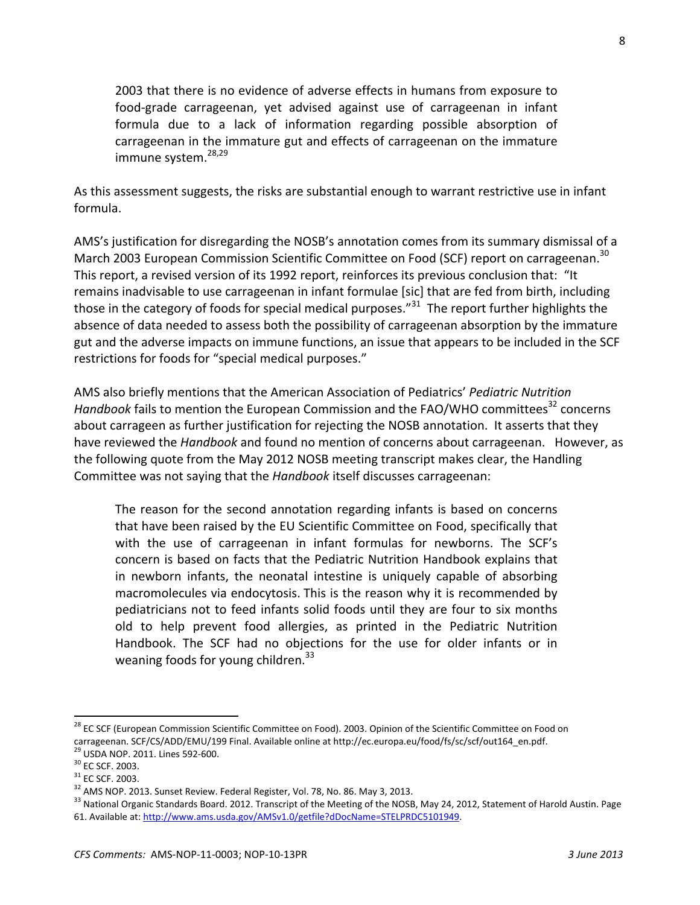> 2003 that there is no evidence of adverse effects in humans from exposure to food-grade carrageenan, yet advised against use of carrageenan in infant formula due to a lack of information regarding possible absorption of carrageenan in the immature gut and effects of carrageenan on the immature immune system.[28,29]

As this assessment suggests, the risks are substantial enough to warrant restrictive use in infant formula.

AMS's justification for disregarding the NOSB's annotation comes from its summary dismissal of a March 2003 European Commission Scientific Committee on Food (SCF) report on carrageenan.[30] This report, a revised version of its 1992 report, reinforces its previous conclusion that: "It remains inadvisable to use carrageenan in infant formulae [sic] that are fed from birth, including those in the category of foods for special medical purposes."[31] The report further highlights the absence of data needed to assess both the possibility of carrageenan absorption by the immature gut and the adverse impacts on immune functions, an issue that appears to be included in the SCF restrictions for foods for "special medical purposes."

AMS also briefly mentions that the American Association of Pediatrics' *Pediatric Nutrition Handbook* fails to mention the European Commission and the FAO/WHO committees[32] concerns about carrageen as further justification for rejecting the NOSB annotation. It asserts that they have reviewed the *Handbook* and found no mention of concerns about carrageenan. However, as the following quote from the May 2012 NOSB meeting transcript makes clear, the Handling Committee was not saying that the *Handbook* itself discusses carrageenan:

> The reason for the second annotation regarding infants is based on concerns that have been raised by the EU Scientific Committee on Food, specifically that with the use of carrageenan in infant formulas for newborns. The SCF's concern is based on facts that the Pediatric Nutrition Handbook explains that in newborn infants, the neonatal intestine is uniquely capable of absorbing macromolecules via endocytosis. This is the reason why it is recommended by pediatricians not to feed infants solid foods until they are four to six months old to help prevent food allergies, as printed in the Pediatric Nutrition Handbook. The SCF had no objections for the use for older infants or in weaning foods for young children.[33]

---

[28] EC SCF (European Commission Scientific Committee on Food). 2003. Opinion of the Scientific Committee on Food on carrageenan. SCF/CS/ADD/EMU/199 Final. Available online at http://ec.europa.eu/food/fs/sc/scf/out164_en.pdf.

[29] USDA NOP. 2011. Lines 592-600.

[30] EC SCF. 2003.

[31] EC SCF. 2003.

[32] AMS NOP. 2013. Sunset Review. Federal Register, Vol. 78, No. 86. May 3, 2013.

[33] National Organic Standards Board. 2012. Transcript of the Meeting of the NOSB, May 24, 2012, Statement of Harold Austin. Page 61. Available at: http://www.ams.usda.gov/AMSv1.0/getfile?dDocName=STELPRDC5101949.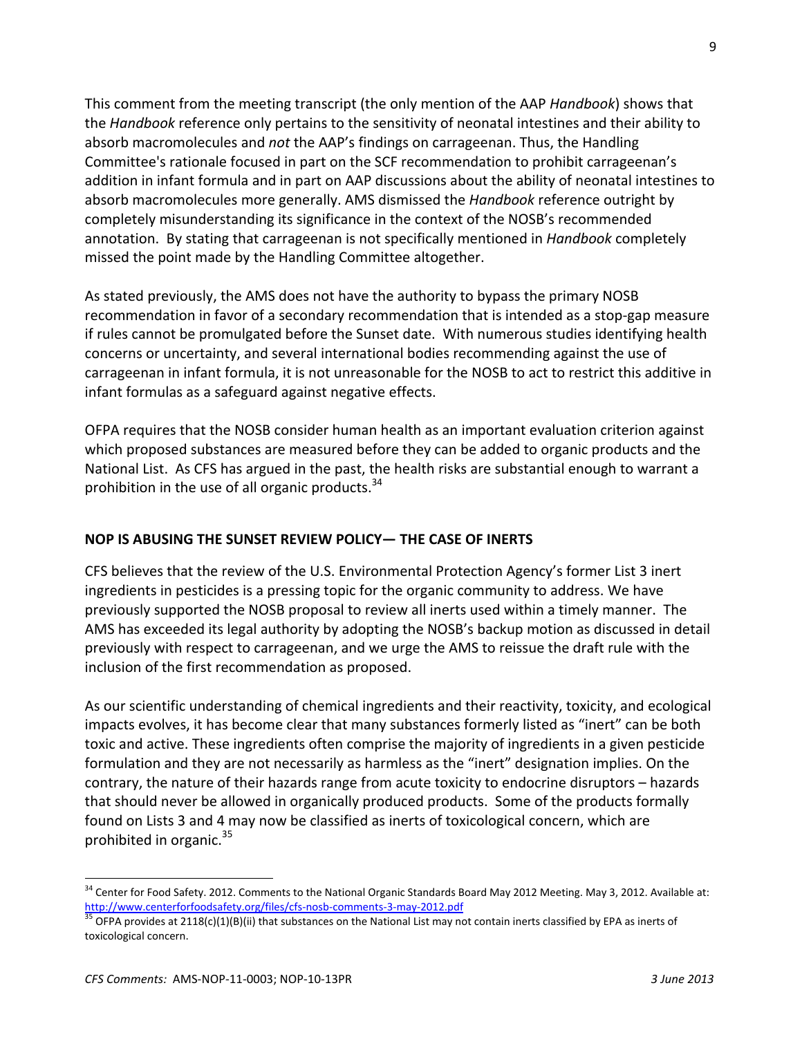This comment from the meeting transcript (the only mention of the AAP *Handbook*) shows that the *Handbook* reference only pertains to the sensitivity of neonatal intestines and their ability to absorb macromolecules and *not* the AAP's findings on carrageenan. Thus, the Handling Committee's rationale focused in part on the SCF recommendation to prohibit carrageenan's addition in infant formula and in part on AAP discussions about the ability of neonatal intestines to absorb macromolecules more generally. AMS dismissed the *Handbook* reference outright by completely misunderstanding its significance in the context of the NOSB's recommended annotation. By stating that carrageenan is not specifically mentioned in *Handbook* completely missed the point made by the Handling Committee altogether.

As stated previously, the AMS does not have the authority to bypass the primary NOSB recommendation in favor of a secondary recommendation that is intended as a stop-gap measure if rules cannot be promulgated before the Sunset date. With numerous studies identifying health concerns or uncertainty, and several international bodies recommending against the use of carrageenan in infant formula, it is not unreasonable for the NOSB to act to restrict this additive in infant formulas as a safeguard against negative effects.

OFPA requires that the NOSB consider human health as an important evaluation criterion against which proposed substances are measured before they can be added to organic products and the National List. As CFS has argued in the past, the health risks are substantial enough to warrant a prohibition in the use of all organic products.[34]

## NOP IS ABUSING THE SUNSET REVIEW POLICY— THE CASE OF INERTS

CFS believes that the review of the U.S. Environmental Protection Agency's former List 3 inert ingredients in pesticides is a pressing topic for the organic community to address. We have previously supported the NOSB proposal to review all inerts used within a timely manner. The AMS has exceeded its legal authority by adopting the NOSB's backup motion as discussed in detail previously with respect to carrageenan, and we urge the AMS to reissue the draft rule with the inclusion of the first recommendation as proposed.

As our scientific understanding of chemical ingredients and their reactivity, toxicity, and ecological impacts evolves, it has become clear that many substances formerly listed as "inert" can be both toxic and active. These ingredients often comprise the majority of ingredients in a given pesticide formulation and they are not necessarily as harmless as the "inert" designation implies. On the contrary, the nature of their hazards range from acute toxicity to endocrine disruptors – hazards that should never be allowed in organically produced products. Some of the products formally found on Lists 3 and 4 may now be classified as inerts of toxicological concern, which are prohibited in organic.[35]

---

[34] Center for Food Safety. 2012. Comments to the National Organic Standards Board May 2012 Meeting. May 3, 2012. Available at: http://www.centerforfoodsafety.org/files/cfs-nosb-comments-3-may-2012.pdf

[35] OFPA provides at 2118(c)(1)(B)(ii) that substances on the National List may not contain inerts classified by EPA as inerts of toxicological concern.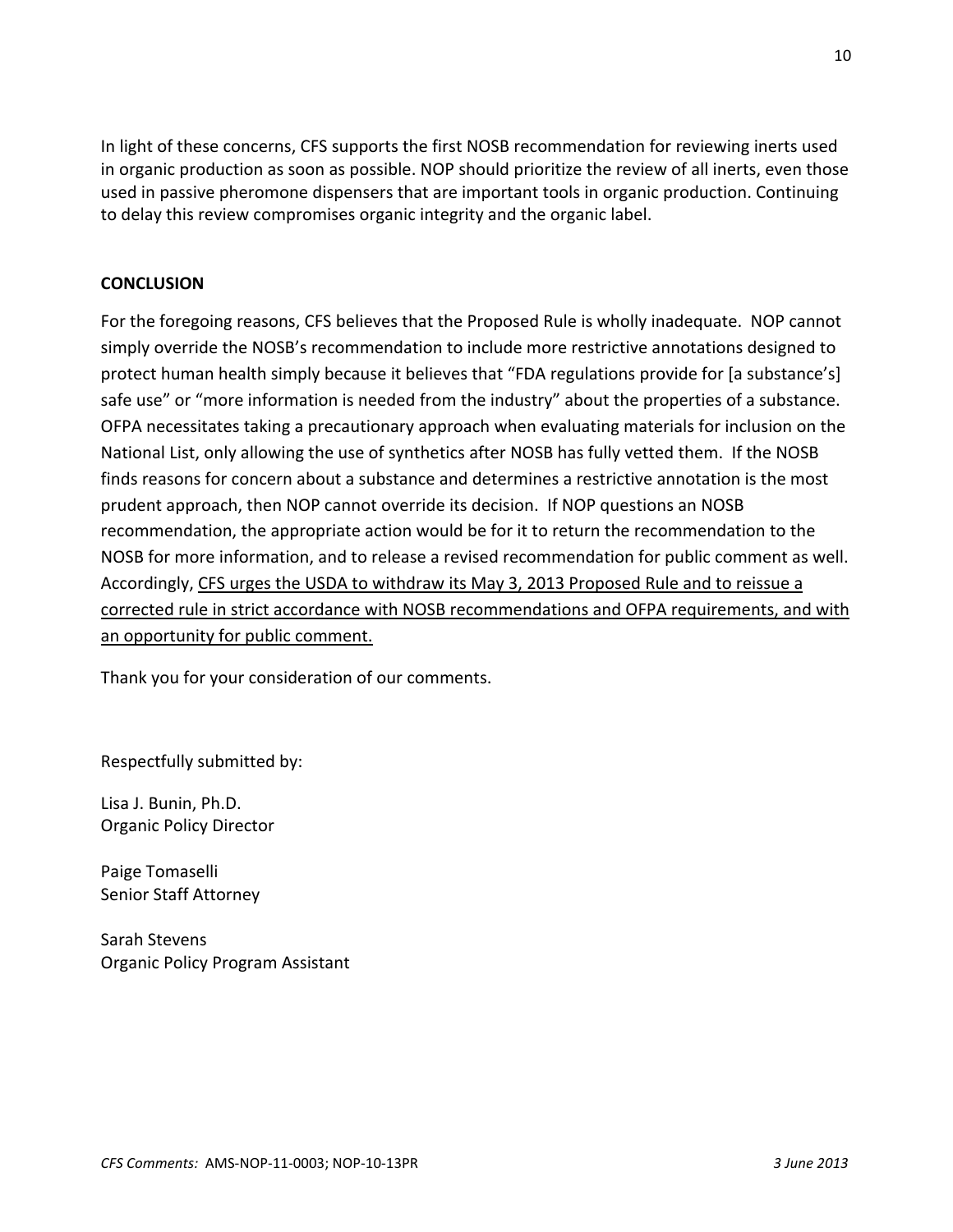In light of these concerns, CFS supports the first NOSB recommendation for reviewing inerts used in organic production as soon as possible. NOP should prioritize the review of all inerts, even those used in passive pheromone dispensers that are important tools in organic production. Continuing to delay this review compromises organic integrity and the organic label.

**CONCLUSION**

For the foregoing reasons, CFS believes that the Proposed Rule is wholly inadequate. NOP cannot simply override the NOSB's recommendation to include more restrictive annotations designed to protect human health simply because it believes that "FDA regulations provide for [a substance's] safe use" or "more information is needed from the industry" about the properties of a substance. OFPA necessitates taking a precautionary approach when evaluating materials for inclusion on the National List, only allowing the use of synthetics after NOSB has fully vetted them. If the NOSB finds reasons for concern about a substance and determines a restrictive annotation is the most prudent approach, then NOP cannot override its decision. If NOP questions an NOSB recommendation, the appropriate action would be for it to return the recommendation to the NOSB for more information, and to release a revised recommendation for public comment as well. Accordingly, <u>CFS urges the USDA to withdraw its May 3, 2013 Proposed Rule and to reissue a corrected rule in strict accordance with NOSB recommendations and OFPA requirements, and with an opportunity for public comment.</u>

Thank you for your consideration of our comments.

Respectfully submitted by:

Lisa J. Bunin, Ph.D.
Organic Policy Director

Paige Tomaselli
Senior Staff Attorney

Sarah Stevens
Organic Policy Program Assistant